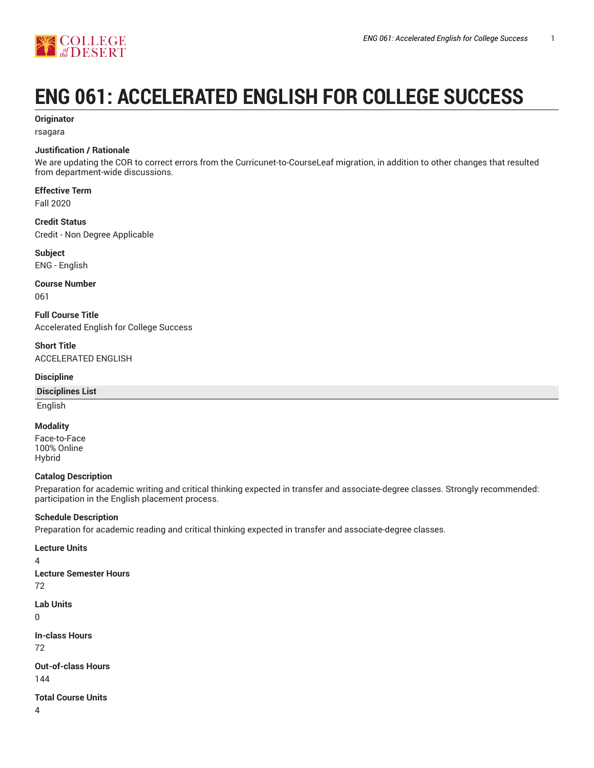# ENG 061: ACCELERATED ENGLISH FOR COLLEGE SUCCESS

**Originator**

rsagara

**Justification / Rationale**

We are updating the COR to correct errors from the Curricunet-to-CourseLeaf migration, in addition to other changes that resulted from department-wide discussions.

**Effective Term**

Fall 2020

**Credit Status**

Credit - Non Degree Applicable

**Subject**

ENG - English

**Course Number**

061

**Full Course Title**

Accelerated English for College Success

**Short Title**

ACCELERATED ENGLISH

**Discipline**

| Disciplines List |
|---|
| English |

**Modality**

Face-to-Face
100% Online
Hybrid

**Catalog Description**

Preparation for academic writing and critical thinking expected in transfer and associate-degree classes. Strongly recommended: participation in the English placement process.

**Schedule Description**

Preparation for academic reading and critical thinking expected in transfer and associate-degree classes.

**Lecture Units**

4

**Lecture Semester Hours**

72

**Lab Units**

0

**In-class Hours**

72

**Out-of-class Hours**

144

**Total Course Units**

4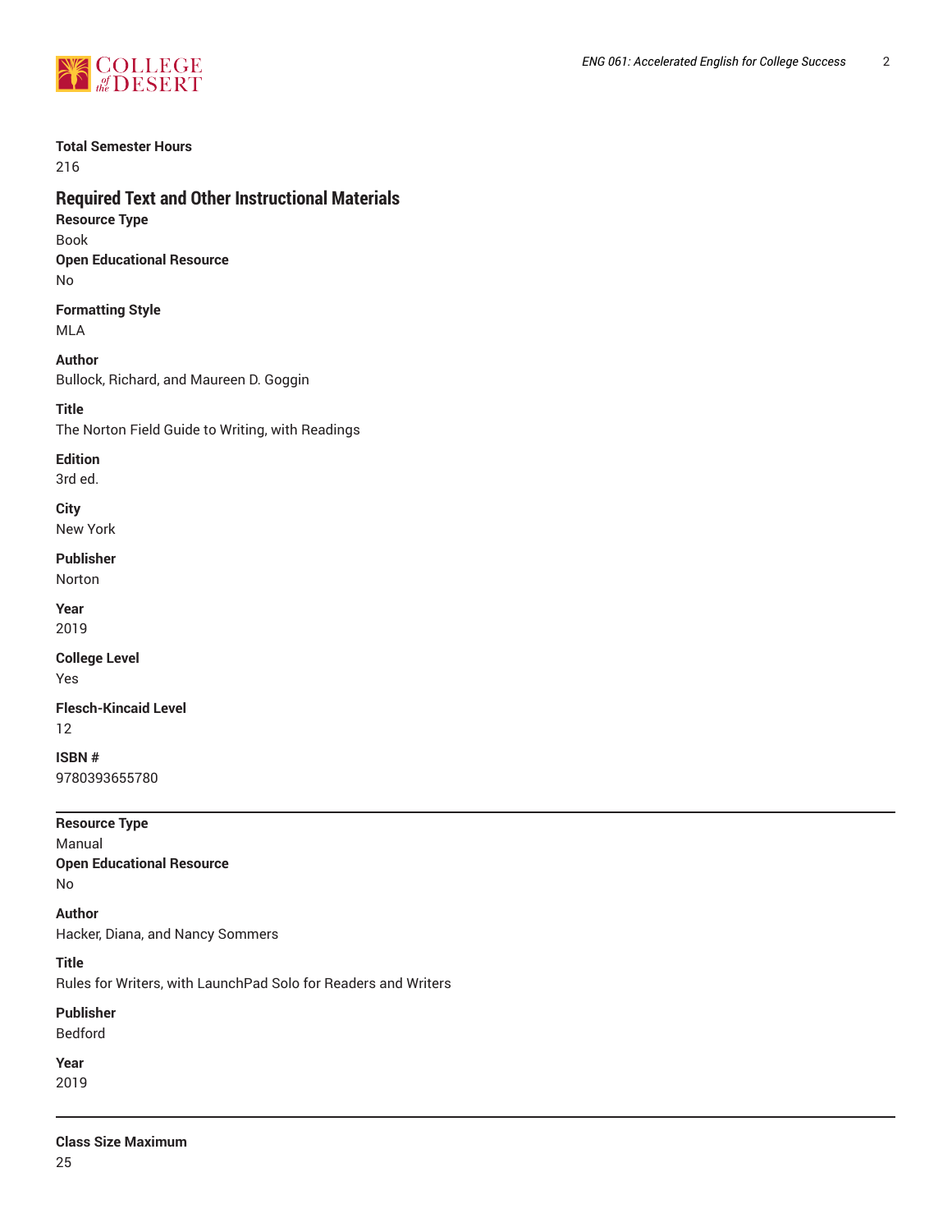**Total Semester Hours**
216

## Required Text and Other Instructional Materials

**Resource Type**
Book

**Open Educational Resource**
No

**Formatting Style**
MLA

**Author**
Bullock, Richard, and Maureen D. Goggin

**Title**
The Norton Field Guide to Writing, with Readings

**Edition**
3rd ed.

**City**
New York

**Publisher**
Norton

**Year**
2019

**College Level**
Yes

**Flesch-Kincaid Level**
12

**ISBN #**
9780393655780

---

**Resource Type**
Manual

**Open Educational Resource**
No

**Author**
Hacker, Diana, and Nancy Sommers

**Title**
Rules for Writers, with LaunchPad Solo for Readers and Writers

**Publisher**
Bedford

**Year**
2019

---

**Class Size Maximum**
25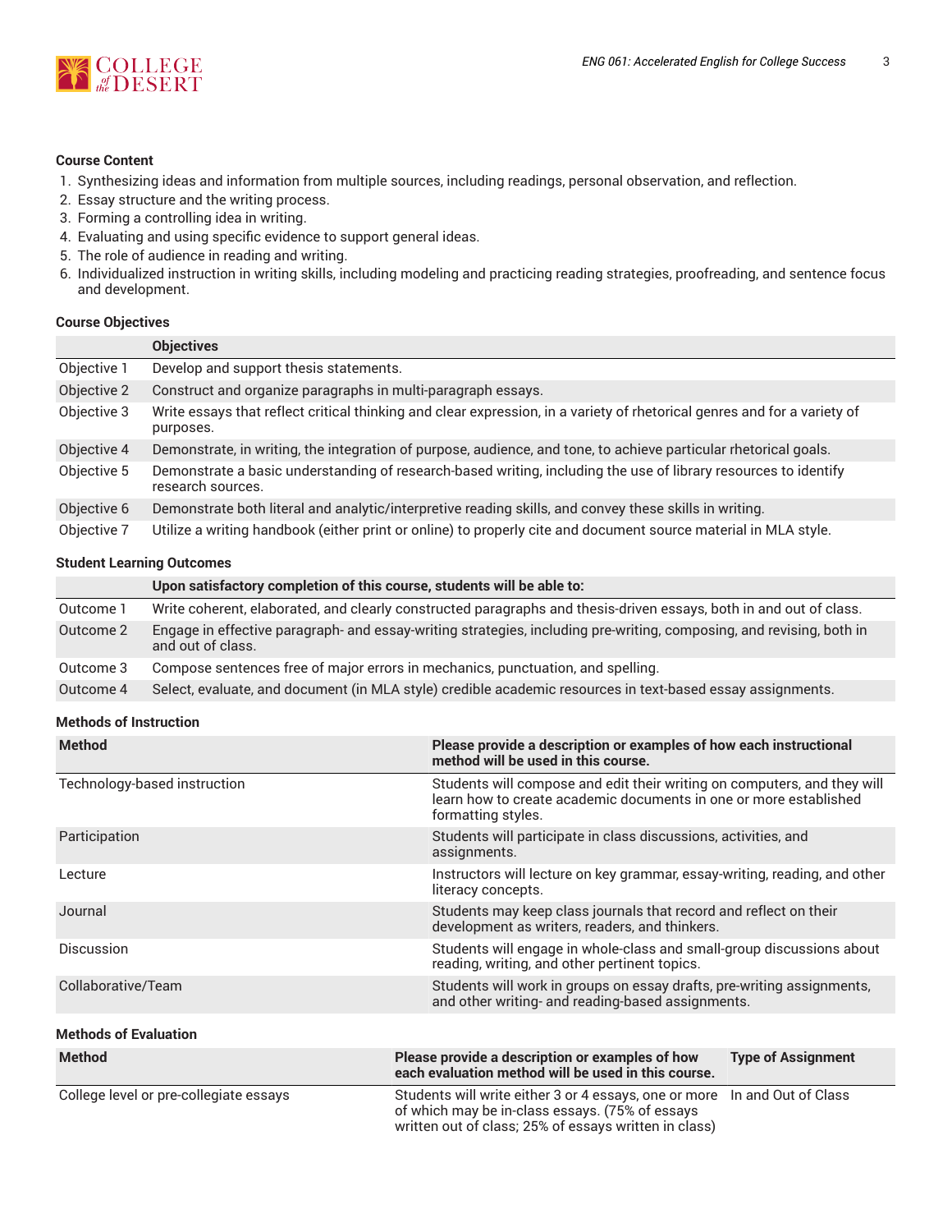### Course Content

1. Synthesizing ideas and information from multiple sources, including readings, personal observation, and reflection.
2. Essay structure and the writing process.
3. Forming a controlling idea in writing.
4. Evaluating and using specific evidence to support general ideas.
5. The role of audience in reading and writing.
6. Individualized instruction in writing skills, including modeling and practicing reading strategies, proofreading, and sentence focus and development.

### Course Objectives

| | Objectives |
|---|---|
| Objective 1 | Develop and support thesis statements. |
| Objective 2 | Construct and organize paragraphs in multi-paragraph essays. |
| Objective 3 | Write essays that reflect critical thinking and clear expression, in a variety of rhetorical genres and for a variety of purposes. |
| Objective 4 | Demonstrate, in writing, the integration of purpose, audience, and tone, to achieve particular rhetorical goals. |
| Objective 5 | Demonstrate a basic understanding of research-based writing, including the use of library resources to identify research sources. |
| Objective 6 | Demonstrate both literal and analytic/interpretive reading skills, and convey these skills in writing. |
| Objective 7 | Utilize a writing handbook (either print or online) to properly cite and document source material in MLA style. |

### Student Learning Outcomes

| | Upon satisfactory completion of this course, students will be able to: |
|---|---|
| Outcome 1 | Write coherent, elaborated, and clearly constructed paragraphs and thesis-driven essays, both in and out of class. |
| Outcome 2 | Engage in effective paragraph- and essay-writing strategies, including pre-writing, composing, and revising, both in and out of class. |
| Outcome 3 | Compose sentences free of major errors in mechanics, punctuation, and spelling. |
| Outcome 4 | Select, evaluate, and document (in MLA style) credible academic resources in text-based essay assignments. |

### Methods of Instruction

| Method | Please provide a description or examples of how each instructional method will be used in this course. |
|---|---|
| Technology-based instruction | Students will compose and edit their writing on computers, and they will learn how to create academic documents in one or more established formatting styles. |
| Participation | Students will participate in class discussions, activities, and assignments. |
| Lecture | Instructors will lecture on key grammar, essay-writing, reading, and other literacy concepts. |
| Journal | Students may keep class journals that record and reflect on their development as writers, readers, and thinkers. |
| Discussion | Students will engage in whole-class and small-group discussions about reading, writing, and other pertinent topics. |
| Collaborative/Team | Students will work in groups on essay drafts, pre-writing assignments, and other writing- and reading-based assignments. |

### Methods of Evaluation

| Method | Please provide a description or examples of how each evaluation method will be used in this course. | Type of Assignment |
|---|---|---|
| College level or pre-collegiate essays | Students will write either 3 or 4 essays, one or more of which may be in-class essays. (75% of essays written out of class; 25% of essays written in class) | In and Out of Class |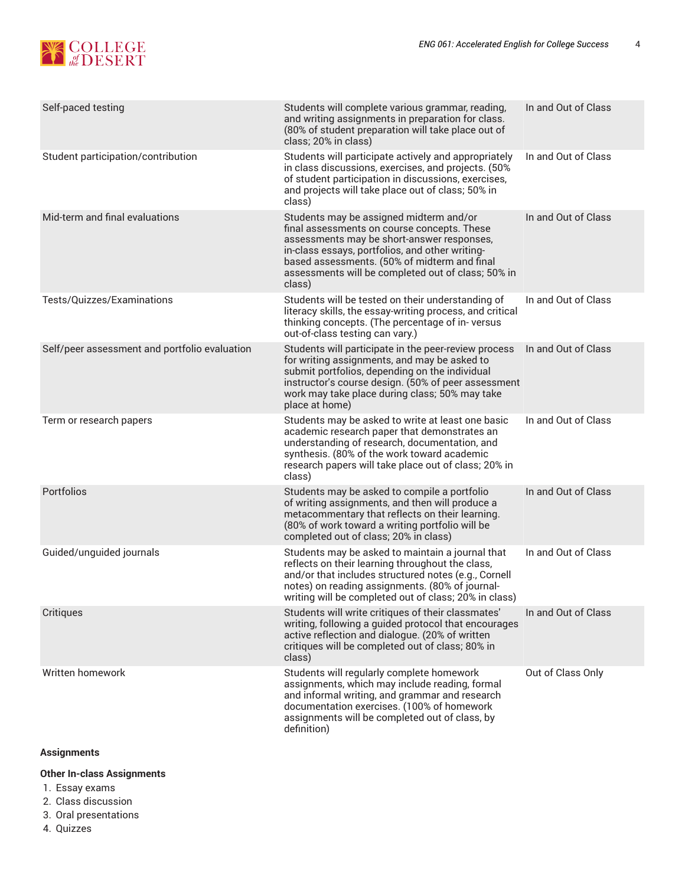| | | |
|---|---|---|
| Self-paced testing | Students will complete various grammar, reading, and writing assignments in preparation for class. (80% of student preparation will take place out of class; 20% in class) | In and Out of Class |
| Student participation/contribution | Students will participate actively and appropriately in class discussions, exercises, and projects. (50% of student participation in discussions, exercises, and projects will take place out of class; 50% in class) | In and Out of Class |
| Mid-term and final evaluations | Students may be assigned midterm and/or final assessments on course concepts. These assessments may be short-answer responses, in-class essays, portfolios, and other writing-based assessments. (50% of midterm and final assessments will be completed out of class; 50% in class) | In and Out of Class |
| Tests/Quizzes/Examinations | Students will be tested on their understanding of literacy skills, the essay-writing process, and critical thinking concepts. (The percentage of in- versus out-of-class testing can vary.) | In and Out of Class |
| Self/peer assessment and portfolio evaluation | Students will participate in the peer-review process for writing assignments, and may be asked to submit portfolios, depending on the individual instructor's course design. (50% of peer assessment work may take place during class; 50% may take place at home) | In and Out of Class |
| Term or research papers | Students may be asked to write at least one basic academic research paper that demonstrates an understanding of research, documentation, and synthesis. (80% of the work toward academic research papers will take place out of class; 20% in class) | In and Out of Class |
| Portfolios | Students may be asked to compile a portfolio of writing assignments, and then will produce a metacommentary that reflects on their learning. (80% of work toward a writing portfolio will be completed out of class; 20% in class) | In and Out of Class |
| Guided/unguided journals | Students may be asked to maintain a journal that reflects on their learning throughout the class, and/or that includes structured notes (e.g., Cornell notes) on reading assignments. (80% of journal-writing will be completed out of class; 20% in class) | In and Out of Class |
| Critiques | Students will write critiques of their classmates' writing, following a guided protocol that encourages active reflection and dialogue. (20% of written critiques will be completed out of class; 80% in class) | In and Out of Class |
| Written homework | Students will regularly complete homework assignments, which may include reading, formal and informal writing, and grammar and research documentation exercises. (100% of homework assignments will be completed out of class, by definition) | Out of Class Only |

**Assignments**

**Other In-class Assignments**

1. Essay exams
2. Class discussion
3. Oral presentations
4. Quizzes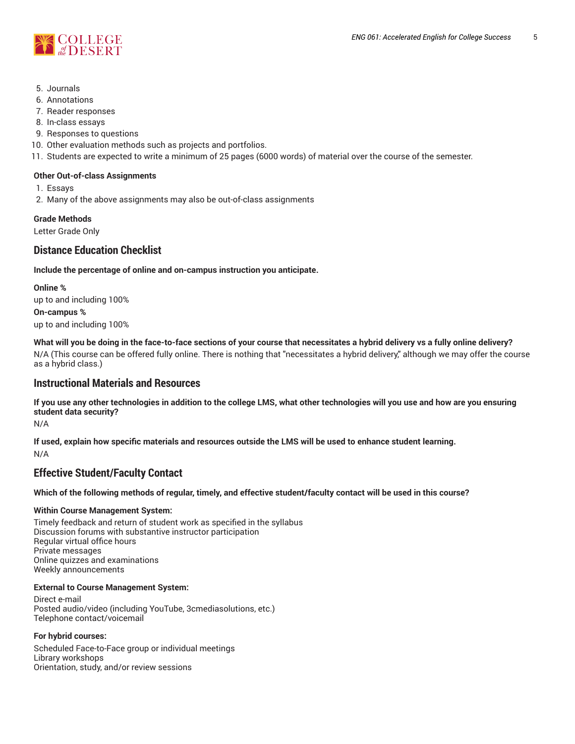5. Journals
6. Annotations
7. Reader responses
8. In-class essays
9. Responses to questions
10. Other evaluation methods such as projects and portfolios.
11. Students are expected to write a minimum of 25 pages (6000 words) of material over the course of the semester.

**Other Out-of-class Assignments**

1. Essays
2. Many of the above assignments may also be out-of-class assignments

**Grade Methods**

Letter Grade Only

## Distance Education Checklist

**Include the percentage of online and on-campus instruction you anticipate.**

**Online %**

up to and including 100%

**On-campus %**

up to and including 100%

**What will you be doing in the face-to-face sections of your course that necessitates a hybrid delivery vs a fully online delivery?**

N/A (This course can be offered fully online. There is nothing that "necessitates a hybrid delivery," although we may offer the course as a hybrid class.)

## Instructional Materials and Resources

**If you use any other technologies in addition to the college LMS, what other technologies will you use and how are you ensuring student data security?**

N/A

**If used, explain how specific materials and resources outside the LMS will be used to enhance student learning.**

N/A

## Effective Student/Faculty Contact

**Which of the following methods of regular, timely, and effective student/faculty contact will be used in this course?**

**Within Course Management System:**

Timely feedback and return of student work as specified in the syllabus
Discussion forums with substantive instructor participation
Regular virtual office hours
Private messages
Online quizzes and examinations
Weekly announcements

**External to Course Management System:**

Direct e-mail
Posted audio/video (including YouTube, 3cmediasolutions, etc.)
Telephone contact/voicemail

**For hybrid courses:**

Scheduled Face-to-Face group or individual meetings
Library workshops
Orientation, study, and/or review sessions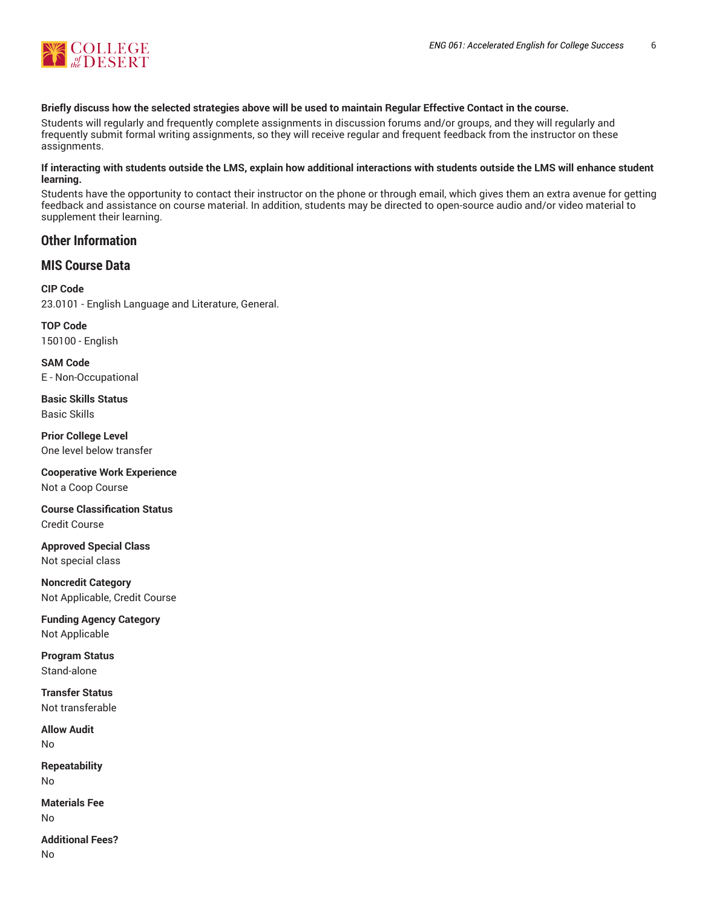**Briefly discuss how the selected strategies above will be used to maintain Regular Effective Contact in the course.**

Students will regularly and frequently complete assignments in discussion forums and/or groups, and they will regularly and frequently submit formal writing assignments, so they will receive regular and frequent feedback from the instructor on these assignments.

**If interacting with students outside the LMS, explain how additional interactions with students outside the LMS will enhance student learning.**

Students have the opportunity to contact their instructor on the phone or through email, which gives them an extra avenue for getting feedback and assistance on course material. In addition, students may be directed to open-source audio and/or video material to supplement their learning.

## Other Information

## MIS Course Data

**CIP Code**
23.0101 - English Language and Literature, General.

**TOP Code**
150100 - English

**SAM Code**
E - Non-Occupational

**Basic Skills Status**
Basic Skills

**Prior College Level**
One level below transfer

**Cooperative Work Experience**
Not a Coop Course

**Course Classification Status**
Credit Course

**Approved Special Class**
Not special class

**Noncredit Category**
Not Applicable, Credit Course

**Funding Agency Category**
Not Applicable

**Program Status**
Stand-alone

**Transfer Status**
Not transferable

**Allow Audit**
No

**Repeatability**
No

**Materials Fee**
No

**Additional Fees?**
No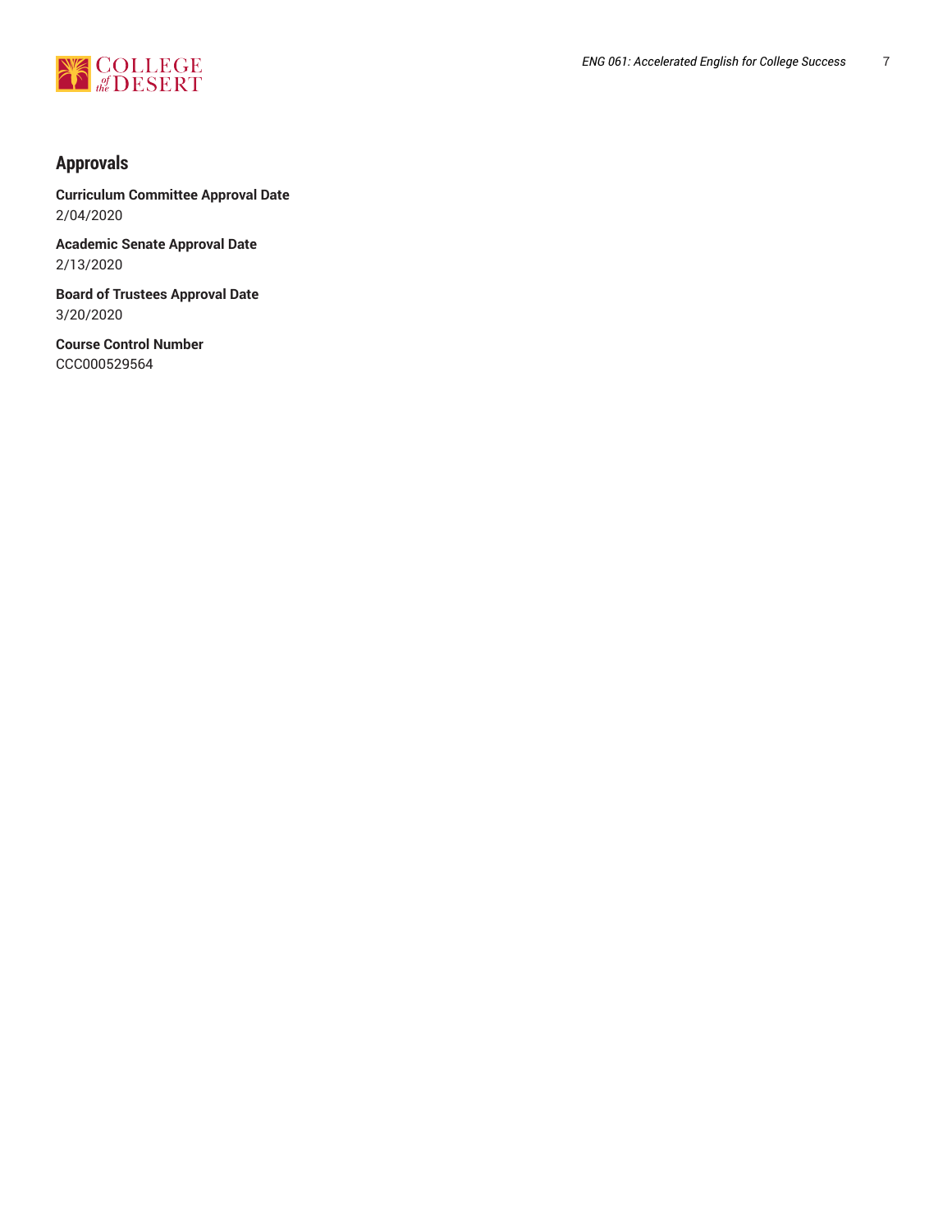## Approvals

**Curriculum Committee Approval Date**
2/04/2020

**Academic Senate Approval Date**
2/13/2020

**Board of Trustees Approval Date**
3/20/2020

**Course Control Number**
CCC000529564